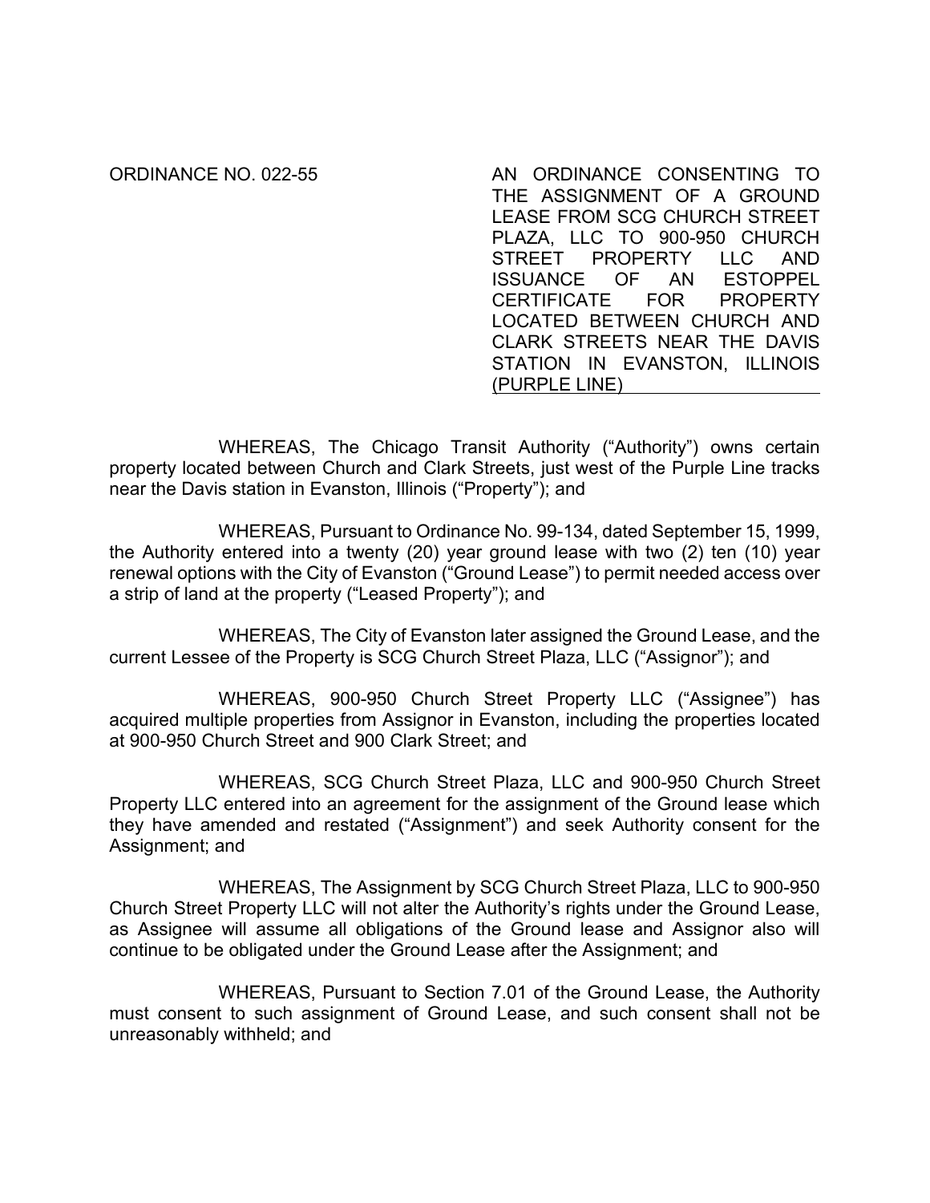ORDINANCE NO. 022-55

AN ORDINANCE CONSENTING TO THE ASSIGNMENT OF A GROUND LEASE FROM SCG CHURCH STREET PLAZA, LLC TO 900-950 CHURCH STREET PROPERTY LLC AND ISSUANCE OF AN ESTOPPEL CERTIFICATE FOR PROPERTY LOCATED BETWEEN CHURCH AND CLARK STREETS NEAR THE DAVIS STATION IN EVANSTON, ILLINOIS (PURPLE LINE)

WHEREAS, The Chicago Transit Authority ("Authority") owns certain property located between Church and Clark Streets, just west of the Purple Line tracks near the Davis station in Evanston, Illinois ("Property"); and

WHEREAS, Pursuant to Ordinance No. 99-134, dated September 15, 1999, the Authority entered into a twenty (20) year ground lease with two (2) ten (10) year renewal options with the City of Evanston ("Ground Lease") to permit needed access over a strip of land at the property ("Leased Property"); and

WHEREAS, The City of Evanston later assigned the Ground Lease, and the current Lessee of the Property is SCG Church Street Plaza, LLC ("Assignor"); and

WHEREAS, 900-950 Church Street Property LLC ("Assignee") has acquired multiple properties from Assignor in Evanston, including the properties located at 900-950 Church Street and 900 Clark Street; and

WHEREAS, SCG Church Street Plaza, LLC and 900-950 Church Street Property LLC entered into an agreement for the assignment of the Ground lease which they have amended and restated ("Assignment") and seek Authority consent for the Assignment; and

WHEREAS, The Assignment by SCG Church Street Plaza, LLC to 900-950 Church Street Property LLC will not alter the Authority's rights under the Ground Lease, as Assignee will assume all obligations of the Ground lease and Assignor also will continue to be obligated under the Ground Lease after the Assignment; and

WHEREAS, Pursuant to Section 7.01 of the Ground Lease, the Authority must consent to such assignment of Ground Lease, and such consent shall not be unreasonably withheld; and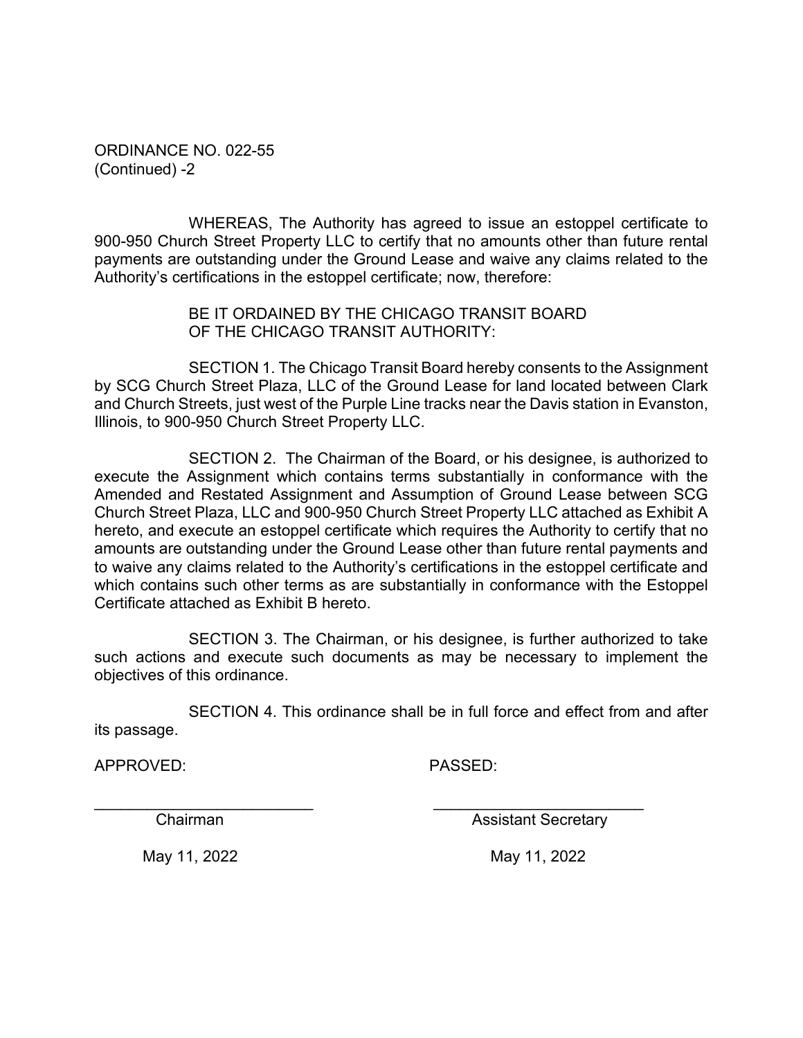ORDINANCE NO. 022-55
(Continued) -2

WHEREAS, The Authority has agreed to issue an estoppel certificate to 900-950 Church Street Property LLC to certify that no amounts other than future rental payments are outstanding under the Ground Lease and waive any claims related to the Authority's certifications in the estoppel certificate; now, therefore:

BE IT ORDAINED BY THE CHICAGO TRANSIT BOARD
OF THE CHICAGO TRANSIT AUTHORITY:

SECTION 1. The Chicago Transit Board hereby consents to the Assignment by SCG Church Street Plaza, LLC of the Ground Lease for land located between Clark and Church Streets, just west of the Purple Line tracks near the Davis station in Evanston, Illinois, to 900-950 Church Street Property LLC.

SECTION 2. The Chairman of the Board, or his designee, is authorized to execute the Assignment which contains terms substantially in conformance with the Amended and Restated Assignment and Assumption of Ground Lease between SCG Church Street Plaza, LLC and 900-950 Church Street Property LLC attached as Exhibit A hereto, and execute an estoppel certificate which requires the Authority to certify that no amounts are outstanding under the Ground Lease other than future rental payments and to waive any claims related to the Authority's certifications in the estoppel certificate and which contains such other terms as are substantially in conformance with the Estoppel Certificate attached as Exhibit B hereto.

SECTION 3. The Chairman, or his designee, is further authorized to take such actions and execute such documents as may be necessary to implement the objectives of this ordinance.

SECTION 4. This ordinance shall be in full force and effect from and after its passage.

APPROVED:

\_\_\_\_\_\_\_\_\_\_\_\_\_\_\_\_\_\_\_\_\_\_\_\_\_
Chairman

May 11, 2022

PASSED:

\_\_\_\_\_\_\_\_\_\_\_\_\_\_\_\_\_\_\_\_\_\_\_\_\_
Assistant Secretary

May 11, 2022